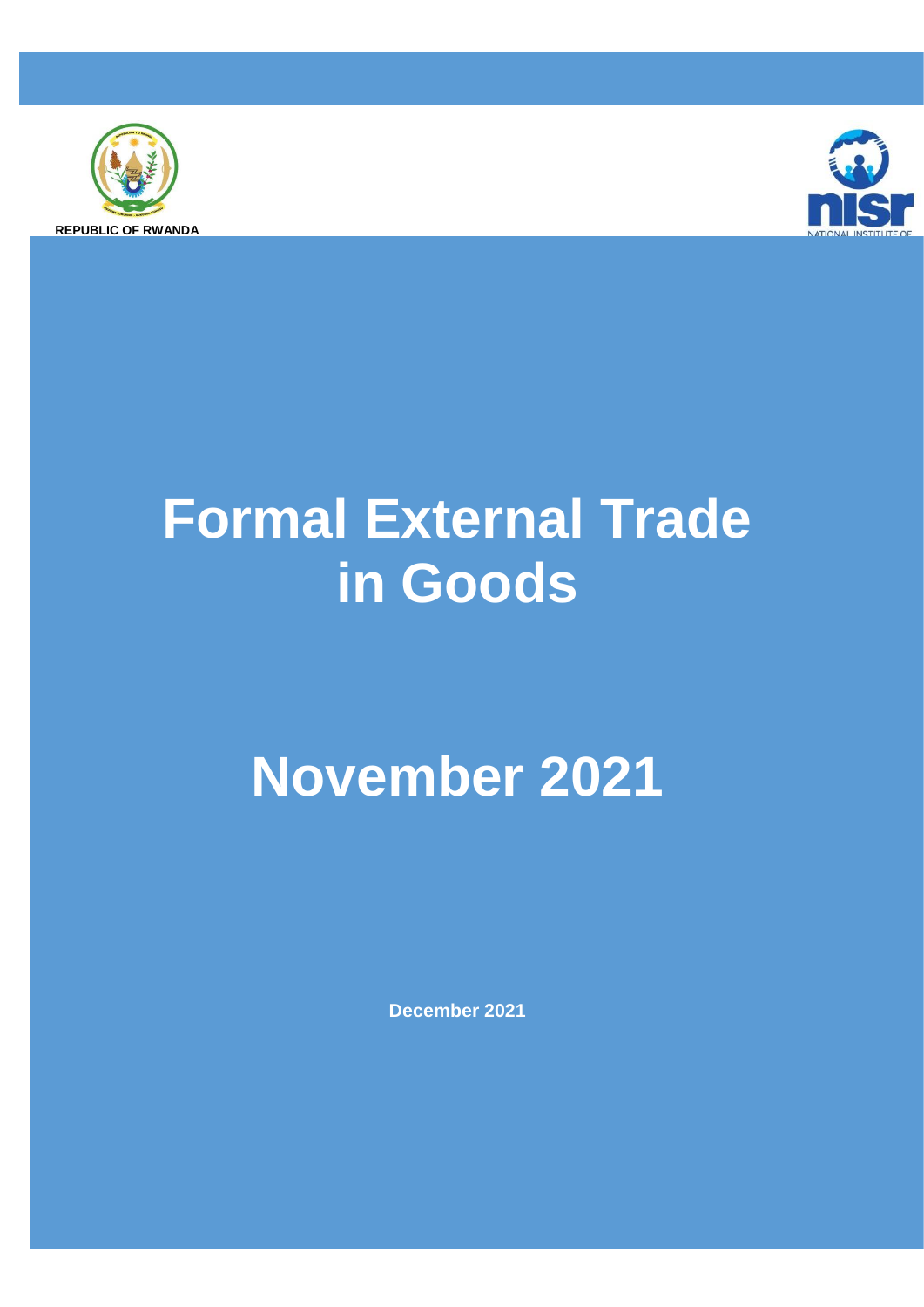REPUBLIC OF RWANDA

# Formal External Trade in Goods

# November 2021

**December 2021**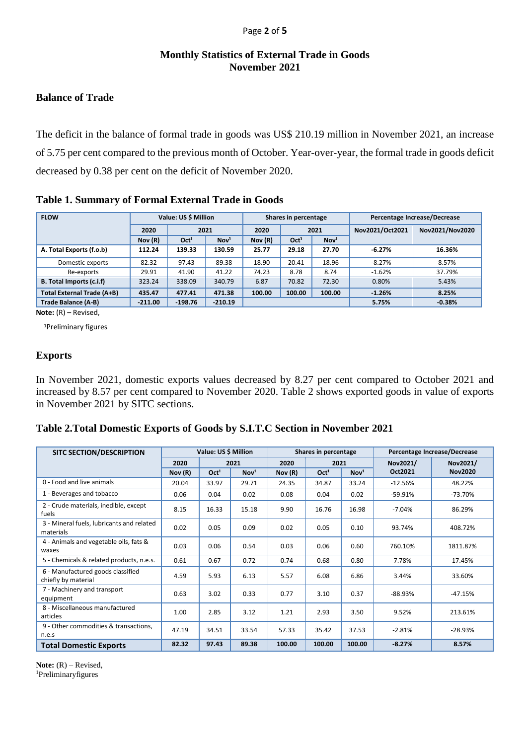# Monthly Statistics of External Trade in Goods
# November 2021

## Balance of Trade

The deficit in the balance of formal trade in goods was US$ 210.19 million in November 2021, an increase of 5.75 per cent compared to the previous month of October. Year-over-year, the formal trade in goods deficit decreased by 0.38 per cent on the deficit of November 2020.

### Table 1. Summary of Formal External Trade in Goods

| FLOW | Value: US $ Million | | | Shares in percentage | | | Percentage Increase/Decrease | |
|---|---|---|---|---|---|---|---|---|
| | 2020 | 2021 | | 2020 | 2021 | | Nov2021/Oct2021 | Nov2021/Nov2020 |
| | Nov (R) | Oct[1] | Nov[1] | Nov (R) | Oct[1] | Nov[1] | | |
| **A. Total Exports (f.o.b)** | **112.24** | **139.33** | **130.59** | **25.77** | **29.18** | **27.70** | **-6.27%** | **16.36%** |
| Domestic exports | 82.32 | 97.43 | 89.38 | 18.90 | 20.41 | 18.96 | -8.27% | 8.57% |
| Re-exports | 29.91 | 41.90 | 41.22 | 74.23 | 8.78 | 8.74 | -1.62% | 37.79% |
| **B. Total Imports (c.i.f)** | 323.24 | 338.09 | 340.79 | 6.87 | 70.82 | 72.30 | 0.80% | 5.43% |
| **Total External Trade (A+B)** | **435.47** | **477.41** | **471.38** | **100.00** | **100.00** | **100.00** | **-1.26%** | **8.25%** |
| **Trade Balance (A-B)** | **-211.00** | **-198.76** | **-210.19** | | | | **5.75%** | **-0.38%** |

**Note:** (R) – Revised,

[1]Preliminary figures

## Exports

In November 2021, domestic exports values decreased by 8.27 per cent compared to October 2021 and increased by 8.57 per cent compared to November 2020. Table 2 shows exported goods in value of exports in November 2021 by SITC sections.

### Table 2.Total Domestic Exports of Goods by S.I.T.C Section in November 2021

| SITC SECTION/DESCRIPTION | Value: US $ Million | | | Shares in percentage | | | Percentage Increase/Decrease | |
|---|---|---|---|---|---|---|---|---|
| | 2020 | 2021 | | 2020 | 2021 | | Nov2021/ Oct2021 | Nov2021/ Nov2020 |
| | Nov (R) | Oct[1] | Nov[1] | Nov (R) | Oct[1] | Nov[1] | | |
| 0 - Food and live animals | 20.04 | 33.97 | 29.71 | 24.35 | 34.87 | 33.24 | -12.56% | 48.22% |
| 1 - Beverages and tobacco | 0.06 | 0.04 | 0.02 | 0.08 | 0.04 | 0.02 | -59.91% | -73.70% |
| 2 - Crude materials, inedible, except fuels | 8.15 | 16.33 | 15.18 | 9.90 | 16.76 | 16.98 | -7.04% | 86.29% |
| 3 - Mineral fuels, lubricants and related materials | 0.02 | 0.05 | 0.09 | 0.02 | 0.05 | 0.10 | 93.74% | 408.72% |
| 4 - Animals and vegetable oils, fats & waxes | 0.03 | 0.06 | 0.54 | 0.03 | 0.06 | 0.60 | 760.10% | 1811.87% |
| 5 - Chemicals & related products, n.e.s. | 0.61 | 0.67 | 0.72 | 0.74 | 0.68 | 0.80 | 7.78% | 17.45% |
| 6 - Manufactured goods classified chiefly by material | 4.59 | 5.93 | 6.13 | 5.57 | 6.08 | 6.86 | 3.44% | 33.60% |
| 7 - Machinery and transport equipment | 0.63 | 3.02 | 0.33 | 0.77 | 3.10 | 0.37 | -88.93% | -47.15% |
| 8 - Miscellaneous manufactured articles | 1.00 | 2.85 | 3.12 | 1.21 | 2.93 | 3.50 | 9.52% | 213.61% |
| 9 - Other commodities & transactions, n.e.s | 47.19 | 34.51 | 33.54 | 57.33 | 35.42 | 37.53 | -2.81% | -28.93% |
| **Total Domestic Exports** | **82.32** | **97.43** | **89.38** | **100.00** | **100.00** | **100.00** | **-8.27%** | **8.57%** |

**Note:** (R) – Revised,
[1]Preliminaryfigures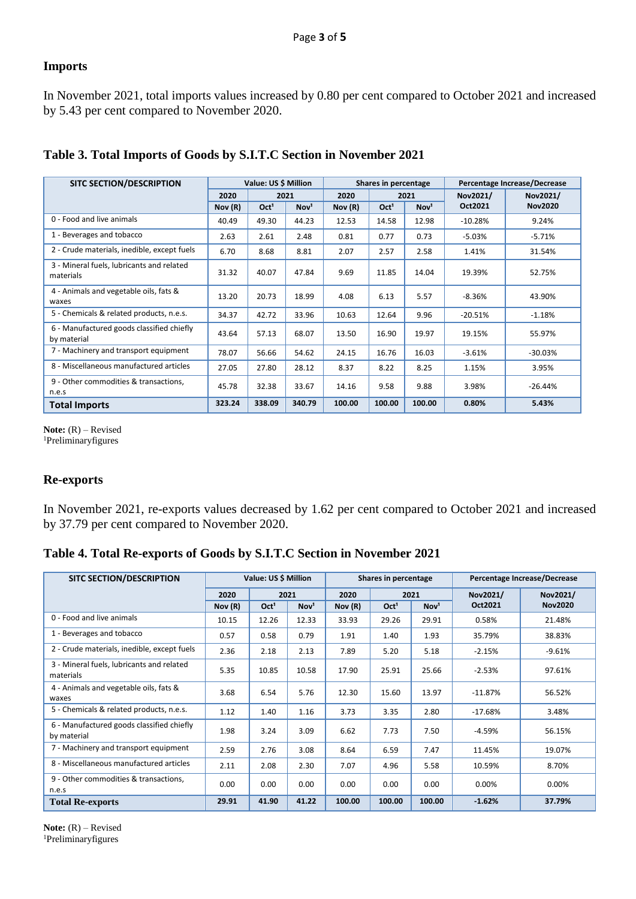## Imports

In November 2021, total imports values increased by 0.80 per cent compared to October 2021 and increased by 5.43 per cent compared to November 2020.

### Table 3. Total Imports of Goods by S.I.T.C Section in November 2021

| SITC SECTION/DESCRIPTION | Value: US $ Million | | | Shares in percentage | | | Percentage Increase/Decrease | |
|---|---|---|---|---|---|---|---|---|
| | 2020 | 2021 | | 2020 | 2021 | | Nov2021/ Oct2021 | Nov2021/ Nov2020 |
| | Nov (R) | Oct[1] | Nov[1] | Nov (R) | Oct[1] | Nov[1] | | |
| 0 - Food and live animals | 40.49 | 49.30 | 44.23 | 12.53 | 14.58 | 12.98 | -10.28% | 9.24% |
| 1 - Beverages and tobacco | 2.63 | 2.61 | 2.48 | 0.81 | 0.77 | 0.73 | -5.03% | -5.71% |
| 2 - Crude materials, inedible, except fuels | 6.70 | 8.68 | 8.81 | 2.07 | 2.57 | 2.58 | 1.41% | 31.54% |
| 3 - Mineral fuels, lubricants and related materials | 31.32 | 40.07 | 47.84 | 9.69 | 11.85 | 14.04 | 19.39% | 52.75% |
| 4 - Animals and vegetable oils, fats & waxes | 13.20 | 20.73 | 18.99 | 4.08 | 6.13 | 5.57 | -8.36% | 43.90% |
| 5 - Chemicals & related products, n.e.s. | 34.37 | 42.72 | 33.96 | 10.63 | 12.64 | 9.96 | -20.51% | -1.18% |
| 6 - Manufactured goods classified chiefly by material | 43.64 | 57.13 | 68.07 | 13.50 | 16.90 | 19.97 | 19.15% | 55.97% |
| 7 - Machinery and transport equipment | 78.07 | 56.66 | 54.62 | 24.15 | 16.76 | 16.03 | -3.61% | -30.03% |
| 8 - Miscellaneous manufactured articles | 27.05 | 27.80 | 28.12 | 8.37 | 8.22 | 8.25 | 1.15% | 3.95% |
| 9 - Other commodities & transactions, n.e.s | 45.78 | 32.38 | 33.67 | 14.16 | 9.58 | 9.88 | 3.98% | -26.44% |
| **Total Imports** | **323.24** | **338.09** | **340.79** | **100.00** | **100.00** | **100.00** | **0.80%** | **5.43%** |

**Note:** (R) – Revised
[1]Preliminaryfigures

## Re-exports

In November 2021, re-exports values decreased by 1.62 per cent compared to October 2021 and increased by 37.79 per cent compared to November 2020.

### Table 4. Total Re-exports of Goods by S.I.T.C Section in November 2021

| SITC SECTION/DESCRIPTION | Value: US $ Million | | | Shares in percentage | | | Percentage Increase/Decrease | |
|---|---|---|---|---|---|---|---|---|
| | 2020 | 2021 | | 2020 | 2021 | | Nov2021/ Oct2021 | Nov2021/ Nov2020 |
| | Nov (R) | Oct[1] | Nov[1] | Nov (R) | Oct[1] | Nov[1] | | |
| 0 - Food and live animals | 10.15 | 12.26 | 12.33 | 33.93 | 29.26 | 29.91 | 0.58% | 21.48% |
| 1 - Beverages and tobacco | 0.57 | 0.58 | 0.79 | 1.91 | 1.40 | 1.93 | 35.79% | 38.83% |
| 2 - Crude materials, inedible, except fuels | 2.36 | 2.18 | 2.13 | 7.89 | 5.20 | 5.18 | -2.15% | -9.61% |
| 3 - Mineral fuels, lubricants and related materials | 5.35 | 10.85 | 10.58 | 17.90 | 25.91 | 25.66 | -2.53% | 97.61% |
| 4 - Animals and vegetable oils, fats & waxes | 3.68 | 6.54 | 5.76 | 12.30 | 15.60 | 13.97 | -11.87% | 56.52% |
| 5 - Chemicals & related products, n.e.s. | 1.12 | 1.40 | 1.16 | 3.73 | 3.35 | 2.80 | -17.68% | 3.48% |
| 6 - Manufactured goods classified chiefly by material | 1.98 | 3.24 | 3.09 | 6.62 | 7.73 | 7.50 | -4.59% | 56.15% |
| 7 - Machinery and transport equipment | 2.59 | 2.76 | 3.08 | 8.64 | 6.59 | 7.47 | 11.45% | 19.07% |
| 8 - Miscellaneous manufactured articles | 2.11 | 2.08 | 2.30 | 7.07 | 4.96 | 5.58 | 10.59% | 8.70% |
| 9 - Other commodities & transactions, n.e.s | 0.00 | 0.00 | 0.00 | 0.00 | 0.00 | 0.00 | 0.00% | 0.00% |
| **Total Re-exports** | **29.91** | **41.90** | **41.22** | **100.00** | **100.00** | **100.00** | **-1.62%** | **37.79%** |

**Note:** (R) – Revised
[1]Preliminaryfigures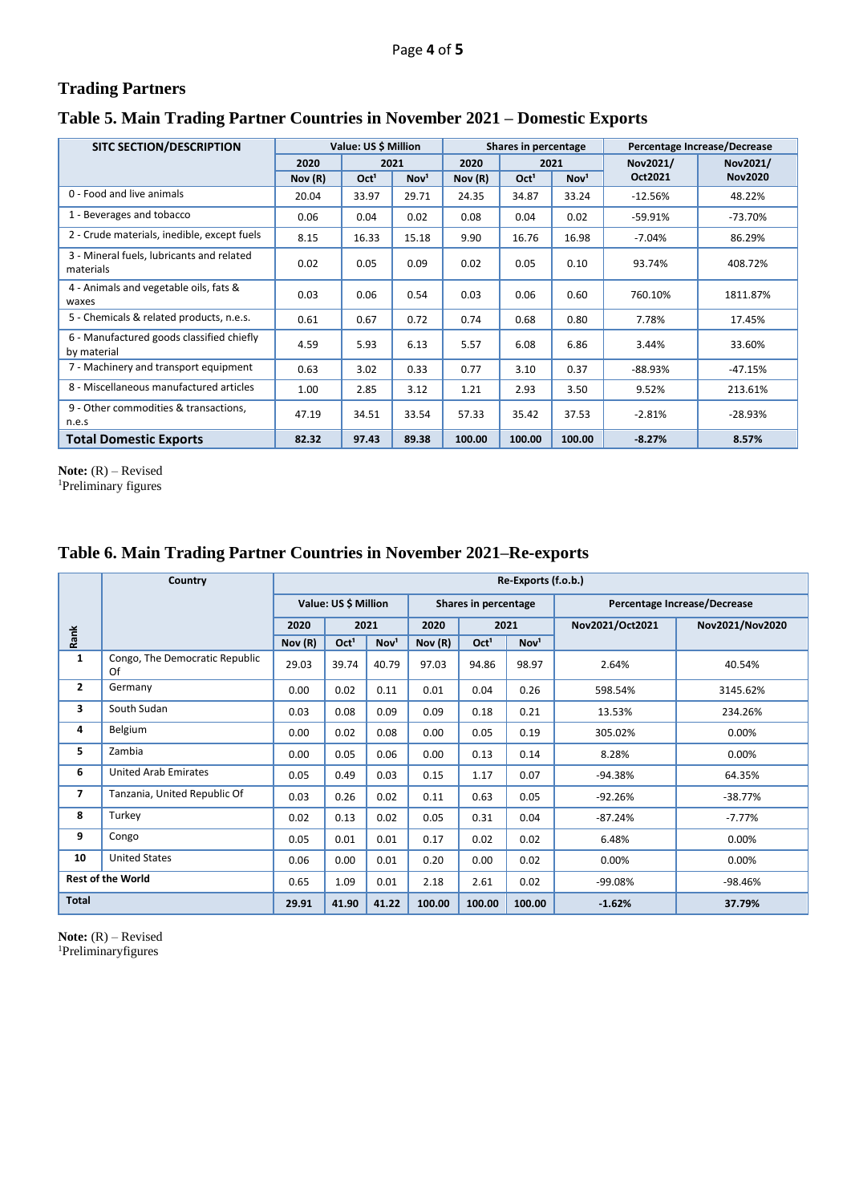## Trading Partners

### Table 5. Main Trading Partner Countries in November 2021 – Domestic Exports

| SITC SECTION/DESCRIPTION | Value: US $ Million | | | Shares in percentage | | | Percentage Increase/Decrease | |
|---|---|---|---|---|---|---|---|---|
| | 2020 | 2021 | | 2020 | 2021 | | Nov2021/ Oct2021 | Nov2021/ Nov2020 |
| | Nov (R) | Oct[1] | Nov[1] | Nov (R) | Oct[1] | Nov[1] | | |
| 0 - Food and live animals | 20.04 | 33.97 | 29.71 | 24.35 | 34.87 | 33.24 | -12.56% | 48.22% |
| 1 - Beverages and tobacco | 0.06 | 0.04 | 0.02 | 0.08 | 0.04 | 0.02 | -59.91% | -73.70% |
| 2 - Crude materials, inedible, except fuels | 8.15 | 16.33 | 15.18 | 9.90 | 16.76 | 16.98 | -7.04% | 86.29% |
| 3 - Mineral fuels, lubricants and related materials | 0.02 | 0.05 | 0.09 | 0.02 | 0.05 | 0.10 | 93.74% | 408.72% |
| 4 - Animals and vegetable oils, fats & waxes | 0.03 | 0.06 | 0.54 | 0.03 | 0.06 | 0.60 | 760.10% | 1811.87% |
| 5 - Chemicals & related products, n.e.s. | 0.61 | 0.67 | 0.72 | 0.74 | 0.68 | 0.80 | 7.78% | 17.45% |
| 6 - Manufactured goods classified chiefly by material | 4.59 | 5.93 | 6.13 | 5.57 | 6.08 | 6.86 | 3.44% | 33.60% |
| 7 - Machinery and transport equipment | 0.63 | 3.02 | 0.33 | 0.77 | 3.10 | 0.37 | -88.93% | -47.15% |
| 8 - Miscellaneous manufactured articles | 1.00 | 2.85 | 3.12 | 1.21 | 2.93 | 3.50 | 9.52% | 213.61% |
| 9 - Other commodities & transactions, n.e.s | 47.19 | 34.51 | 33.54 | 57.33 | 35.42 | 37.53 | -2.81% | -28.93% |
| **Total Domestic Exports** | **82.32** | **97.43** | **89.38** | **100.00** | **100.00** | **100.00** | **-8.27%** | **8.57%** |

**Note:** (R) – Revised
[1]Preliminary figures

### Table 6. Main Trading Partner Countries in November 2021–Re-exports

| Rank | Country | Re-Exports (f.o.b.) | | | | | | | |
|---|---|---|---|---|---|---|---|---|---|
| | | Value: US $ Million | | | Shares in percentage | | | Percentage Increase/Decrease | |
| | | 2020 | 2021 | | 2020 | 2021 | | Nov2021/Oct2021 | Nov2021/Nov2020 |
| | | Nov (R) | Oct[1] | Nov[1] | Nov (R) | Oct[1] | Nov[1] | | |
| 1 | Congo, The Democratic Republic Of | 29.03 | 39.74 | 40.79 | 97.03 | 94.86 | 98.97 | 2.64% | 40.54% |
| 2 | Germany | 0.00 | 0.02 | 0.11 | 0.01 | 0.04 | 0.26 | 598.54% | 3145.62% |
| 3 | South Sudan | 0.03 | 0.08 | 0.09 | 0.09 | 0.18 | 0.21 | 13.53% | 234.26% |
| 4 | Belgium | 0.00 | 0.02 | 0.08 | 0.00 | 0.05 | 0.19 | 305.02% | 0.00% |
| 5 | Zambia | 0.00 | 0.05 | 0.06 | 0.00 | 0.13 | 0.14 | 8.28% | 0.00% |
| 6 | United Arab Emirates | 0.05 | 0.49 | 0.03 | 0.15 | 1.17 | 0.07 | -94.38% | 64.35% |
| 7 | Tanzania, United Republic Of | 0.03 | 0.26 | 0.02 | 0.11 | 0.63 | 0.05 | -92.26% | -38.77% |
| 8 | Turkey | 0.02 | 0.13 | 0.02 | 0.05 | 0.31 | 0.04 | -87.24% | -7.77% |
| 9 | Congo | 0.05 | 0.01 | 0.01 | 0.17 | 0.02 | 0.02 | 6.48% | 0.00% |
| 10 | United States | 0.06 | 0.00 | 0.01 | 0.20 | 0.00 | 0.02 | 0.00% | 0.00% |
| **Rest of the World** | | 0.65 | 1.09 | 0.01 | 2.18 | 2.61 | 0.02 | -99.08% | -98.46% |
| **Total** | | **29.91** | **41.90** | **41.22** | **100.00** | **100.00** | **100.00** | **-1.62%** | **37.79%** |

**Note:** (R) – Revised
[1]Preliminaryfigures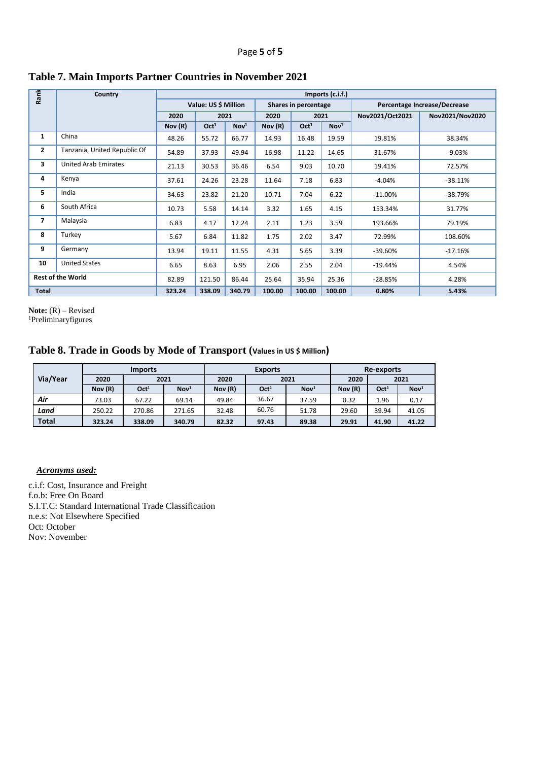## Table 7. Main Imports Partner Countries in November 2021

| Rank | Country | Imports (c.i.f.) | | | | | | | |
|---|---|---|---|---|---|---|---|---|---|
| | | Value: US $ Million | | | Shares in percentage | | | Percentage Increase/Decrease | |
| | | 2020 | 2021 | | 2020 | 2021 | | Nov2021/Oct2021 | Nov2021/Nov2020 |
| | | Nov (R) | Oct[1] | Nov[1] | Nov (R) | Oct[1] | Nov[1] | | |
| 1 | China | 48.26 | 55.72 | 66.77 | 14.93 | 16.48 | 19.59 | 19.81% | 38.34% |
| 2 | Tanzania, United Republic Of | 54.89 | 37.93 | 49.94 | 16.98 | 11.22 | 14.65 | 31.67% | -9.03% |
| 3 | United Arab Emirates | 21.13 | 30.53 | 36.46 | 6.54 | 9.03 | 10.70 | 19.41% | 72.57% |
| 4 | Kenya | 37.61 | 24.26 | 23.28 | 11.64 | 7.18 | 6.83 | -4.04% | -38.11% |
| 5 | India | 34.63 | 23.82 | 21.20 | 10.71 | 7.04 | 6.22 | -11.00% | -38.79% |
| 6 | South Africa | 10.73 | 5.58 | 14.14 | 3.32 | 1.65 | 4.15 | 153.34% | 31.77% |
| 7 | Malaysia | 6.83 | 4.17 | 12.24 | 2.11 | 1.23 | 3.59 | 193.66% | 79.19% |
| 8 | Turkey | 5.67 | 6.84 | 11.82 | 1.75 | 2.02 | 3.47 | 72.99% | 108.60% |
| 9 | Germany | 13.94 | 19.11 | 11.55 | 4.31 | 5.65 | 3.39 | -39.60% | -17.16% |
| 10 | United States | 6.65 | 8.63 | 6.95 | 2.06 | 2.55 | 2.04 | -19.44% | 4.54% |
| **Rest of the World** | | 82.89 | 121.50 | 86.44 | 25.64 | 35.94 | 25.36 | -28.85% | 4.28% |
| **Total** | | **323.24** | **338.09** | **340.79** | **100.00** | **100.00** | **100.00** | **0.80%** | **5.43%** |

**Note:** (R) – Revised
[1]Preliminaryfigures

## Table 8. Trade in Goods by Mode of Transport (Values in US $ Million)

| Via/Year | Imports | | | Exports | | | Re-exports | | |
|---|---|---|---|---|---|---|---|---|---|
| | 2020 | 2021 | | 2020 | 2021 | | 2020 | 2021 | |
| | Nov (R) | Oct[1] | Nov[1] | Nov (R) | Oct[1] | Nov[1] | Nov (R) | Oct[1] | Nov[1] |
| ***Air*** | 73.03 | 67.22 | 69.14 | 49.84 | 36.67 | 37.59 | 0.32 | 1.96 | 0.17 |
| ***Land*** | 250.22 | 270.86 | 271.65 | 32.48 | 60.76 | 51.78 | 29.60 | 39.94 | 41.05 |
| **Total** | **323.24** | **338.09** | **340.79** | **82.32** | **97.43** | **89.38** | **29.91** | **41.90** | **41.22** |

***Acronyms used:***

c.i.f: Cost, Insurance and Freight
f.o.b: Free On Board
S.I.T.C: Standard International Trade Classification
n.e.s: Not Elsewhere Specified
Oct: October
Nov: November